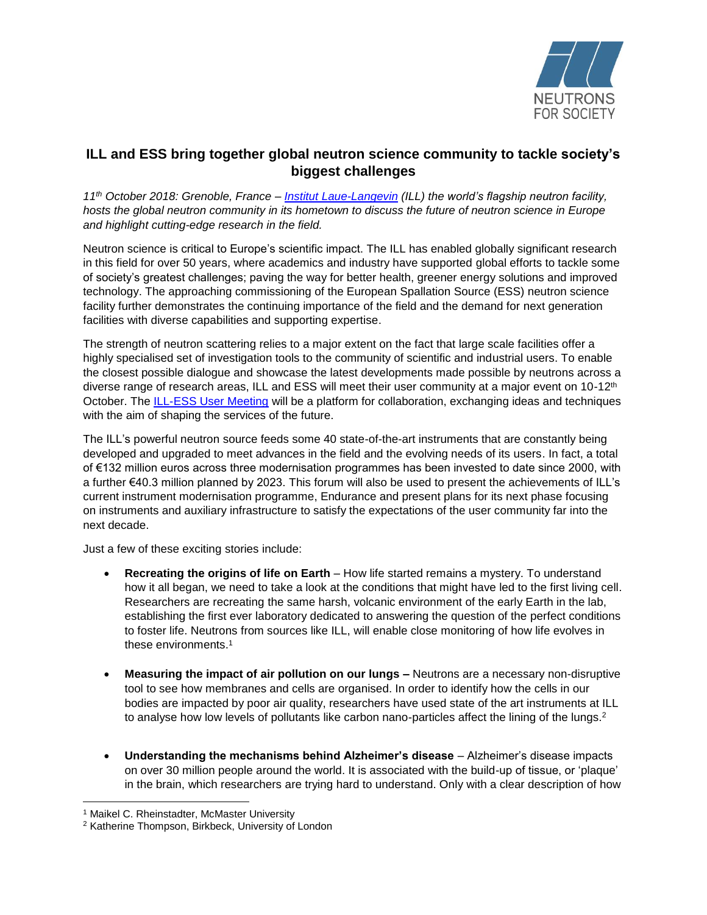NEUTRONS FOR SOCIETY

# ILL and ESS bring together global neutron science community to tackle society's biggest challenges

*11th October 2018: Grenoble, France – [Institut Laue-Langevin](#) (ILL) the world's flagship neutron facility, hosts the global neutron community in its hometown to discuss the future of neutron science in Europe and highlight cutting-edge research in the field.*

Neutron science is critical to Europe's scientific impact. The ILL has enabled globally significant research in this field for over 50 years, where academics and industry have supported global efforts to tackle some of society's greatest challenges; paving the way for better health, greener energy solutions and improved technology. The approaching commissioning of the European Spallation Source (ESS) neutron science facility further demonstrates the continuing importance of the field and the demand for next generation facilities with diverse capabilities and supporting expertise.

The strength of neutron scattering relies to a major extent on the fact that large scale facilities offer a highly specialised set of investigation tools to the community of scientific and industrial users. To enable the closest possible dialogue and showcase the latest developments made possible by neutrons across a diverse range of research areas, ILL and ESS will meet their user community at a major event on 10-12th October. The [ILL-ESS User Meeting](#) will be a platform for collaboration, exchanging ideas and techniques with the aim of shaping the services of the future.

The ILL's powerful neutron source feeds some 40 state-of-the-art instruments that are constantly being developed and upgraded to meet advances in the field and the evolving needs of its users. In fact, a total of €132 million euros across three modernisation programmes has been invested to date since 2000, with a further €40.3 million planned by 2023. This forum will also be used to present the achievements of ILL's current instrument modernisation programme, Endurance and present plans for its next phase focusing on instruments and auxiliary infrastructure to satisfy the expectations of the user community far into the next decade.

Just a few of these exciting stories include:

- **Recreating the origins of life on Earth** – How life started remains a mystery. To understand how it all began, we need to take a look at the conditions that might have led to the first living cell. Researchers are recreating the same harsh, volcanic environment of the early Earth in the lab, establishing the first ever laboratory dedicated to answering the question of the perfect conditions to foster life. Neutrons from sources like ILL, will enable close monitoring of how life evolves in these environments.[1]

- **Measuring the impact of air pollution on our lungs –** Neutrons are a necessary non-disruptive tool to see how membranes and cells are organised. In order to identify how the cells in our bodies are impacted by poor air quality, researchers have used state of the art instruments at ILL to analyse how low levels of pollutants like carbon nano-particles affect the lining of the lungs.[2]

- **Understanding the mechanisms behind Alzheimer's disease** – Alzheimer's disease impacts on over 30 million people around the world. It is associated with the build-up of tissue, or 'plaque' in the brain, which researchers are trying hard to understand. Only with a clear description of how

[1] Maikel C. Rheinstadter, McMaster University

[2] Katherine Thompson, Birkbeck, University of London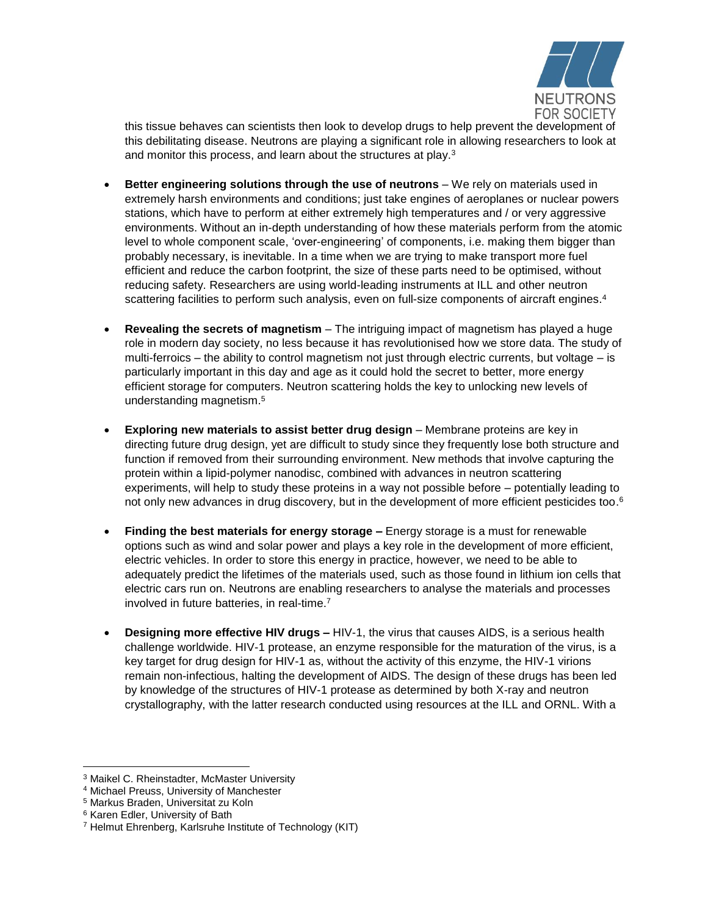this tissue behaves can scientists then look to develop drugs to help prevent the development of this debilitating disease. Neutrons are playing a significant role in allowing researchers to look at and monitor this process, and learn about the structures at play.[3]

- **Better engineering solutions through the use of neutrons** – We rely on materials used in extremely harsh environments and conditions; just take engines of aeroplanes or nuclear powers stations, which have to perform at either extremely high temperatures and / or very aggressive environments. Without an in-depth understanding of how these materials perform from the atomic level to whole component scale, 'over-engineering' of components, i.e. making them bigger than probably necessary, is inevitable. In a time when we are trying to make transport more fuel efficient and reduce the carbon footprint, the size of these parts need to be optimised, without reducing safety. Researchers are using world-leading instruments at ILL and other neutron scattering facilities to perform such analysis, even on full-size components of aircraft engines.[4]

- **Revealing the secrets of magnetism** – The intriguing impact of magnetism has played a huge role in modern day society, no less because it has revolutionised how we store data. The study of multi-ferroics – the ability to control magnetism not just through electric currents, but voltage – is particularly important in this day and age as it could hold the secret to better, more energy efficient storage for computers. Neutron scattering holds the key to unlocking new levels of understanding magnetism.[5]

- **Exploring new materials to assist better drug design** – Membrane proteins are key in directing future drug design, yet are difficult to study since they frequently lose both structure and function if removed from their surrounding environment. New methods that involve capturing the protein within a lipid-polymer nanodisc, combined with advances in neutron scattering experiments, will help to study these proteins in a way not possible before – potentially leading to not only new advances in drug discovery, but in the development of more efficient pesticides too.[6]

- **Finding the best materials for energy storage –** Energy storage is a must for renewable options such as wind and solar power and plays a key role in the development of more efficient, electric vehicles. In order to store this energy in practice, however, we need to be able to adequately predict the lifetimes of the materials used, such as those found in lithium ion cells that electric cars run on. Neutrons are enabling researchers to analyse the materials and processes involved in future batteries, in real-time.[7]

- **Designing more effective HIV drugs –** HIV-1, the virus that causes AIDS, is a serious health challenge worldwide. HIV-1 protease, an enzyme responsible for the maturation of the virus, is a key target for drug design for HIV-1 as, without the activity of this enzyme, the HIV-1 virions remain non-infectious, halting the development of AIDS. The design of these drugs has been led by knowledge of the structures of HIV-1 protease as determined by both X-ray and neutron crystallography, with the latter research conducted using resources at the ILL and ORNL. With a

---

[3] Maikel C. Rheinstadter, McMaster University

[4] Michael Preuss, University of Manchester

[5] Markus Braden, Universitat zu Koln

[6] Karen Edler, University of Bath

[7] Helmut Ehrenberg, Karlsruhe Institute of Technology (KIT)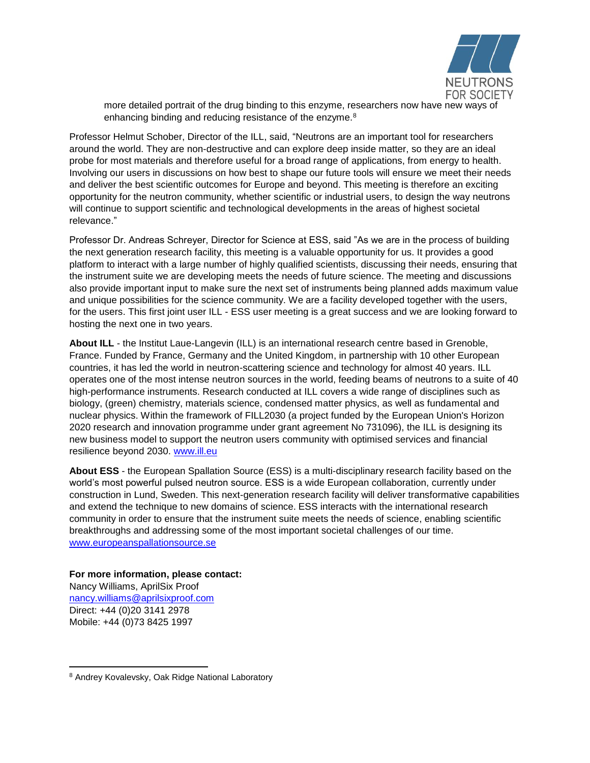more detailed portrait of the drug binding to this enzyme, researchers now have new ways of enhancing binding and reducing resistance of the enzyme.[8]

Professor Helmut Schober, Director of the ILL, said, "Neutrons are an important tool for researchers around the world. They are non-destructive and can explore deep inside matter, so they are an ideal probe for most materials and therefore useful for a broad range of applications, from energy to health. Involving our users in discussions on how best to shape our future tools will ensure we meet their needs and deliver the best scientific outcomes for Europe and beyond. This meeting is therefore an exciting opportunity for the neutron community, whether scientific or industrial users, to design the way neutrons will continue to support scientific and technological developments in the areas of highest societal relevance."

Professor Dr. Andreas Schreyer, Director for Science at ESS, said "As we are in the process of building the next generation research facility, this meeting is a valuable opportunity for us. It provides a good platform to interact with a large number of highly qualified scientists, discussing their needs, ensuring that the instrument suite we are developing meets the needs of future science. The meeting and discussions also provide important input to make sure the next set of instruments being planned adds maximum value and unique possibilities for the science community. We are a facility developed together with the users, for the users. This first joint user ILL - ESS user meeting is a great success and we are looking forward to hosting the next one in two years.

**About ILL** - the Institut Laue-Langevin (ILL) is an international research centre based in Grenoble, France. Funded by France, Germany and the United Kingdom, in partnership with 10 other European countries, it has led the world in neutron-scattering science and technology for almost 40 years. ILL operates one of the most intense neutron sources in the world, feeding beams of neutrons to a suite of 40 high-performance instruments. Research conducted at ILL covers a wide range of disciplines such as biology, (green) chemistry, materials science, condensed matter physics, as well as fundamental and nuclear physics. Within the framework of FILL2030 (a project funded by the European Union's Horizon 2020 research and innovation programme under grant agreement No 731096), the ILL is designing its new business model to support the neutron users community with optimised services and financial resilience beyond 2030. www.ill.eu

**About ESS** - the European Spallation Source (ESS) is a multi-disciplinary research facility based on the world's most powerful pulsed neutron source. ESS is a wide European collaboration, currently under construction in Lund, Sweden. This next-generation research facility will deliver transformative capabilities and extend the technique to new domains of science. ESS interacts with the international research community in order to ensure that the instrument suite meets the needs of science, enabling scientific breakthroughs and addressing some of the most important societal challenges of our time. www.europeanspallationsource.se

**For more information, please contact:**
Nancy Williams, AprilSix Proof
nancy.williams@aprilsixproof.com
Direct: +44 (0)20 3141 2978
Mobile: +44 (0)73 8425 1997

[8] Andrey Kovalevsky, Oak Ridge National Laboratory